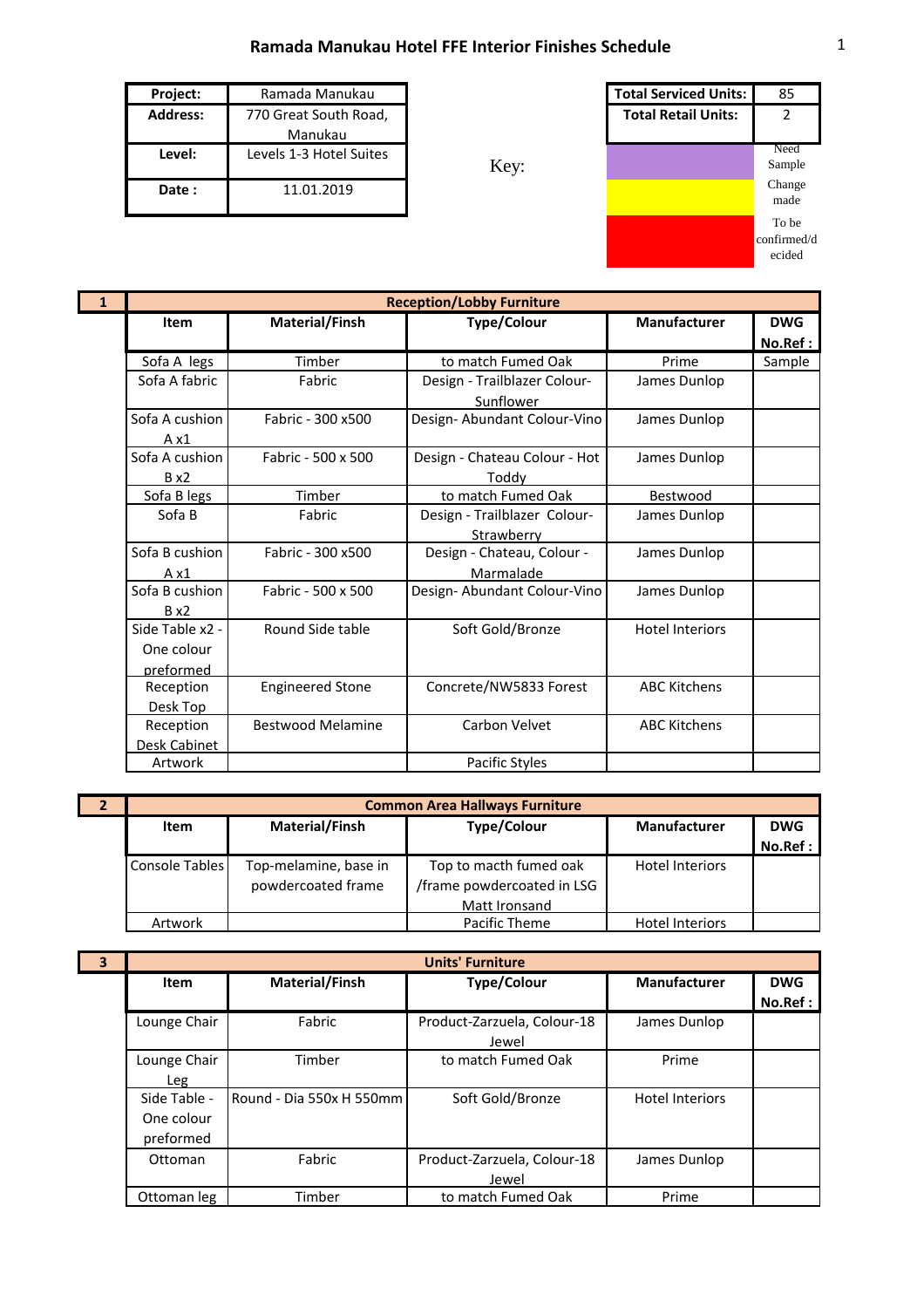# Ramada Manukau Hotel FFE Interior Finishes Schedule

| Project: | Ramada Manukau |
|---|---|
| Address: | 770 Great South Road, Manukau |
| Level: | Levels 1-3 Hotel Suites |
| Date : | 11.01.2019 |

| Total Serviced Units: | 85 |
|---|---|
| Total Retail Units: | 2 |

Key:

| Colour | Meaning |
|---|---|
| Purple | Need Sample |
| Yellow | Change made |
| Red | To be confirmed/decided |

**1 — Reception/Lobby Furniture**

| Item | Material/Finsh | Type/Colour | Manufacturer | DWG No.Ref : |
|---|---|---|---|---|
| Sofa A legs | Timber | to match Fumed Oak | Prime | Sample |
| Sofa A fabric | Fabric | Design - Trailblazer Colour- Sunflower | James Dunlop | |
| Sofa A cushion A x1 | Fabric - 300 x500 | Design- Abundant Colour-Vino | James Dunlop | |
| Sofa A cushion B x2 | Fabric - 500 x 500 | Design - Chateau Colour - Hot Toddy | James Dunlop | |
| Sofa B legs | Timber | to match Fumed Oak | Bestwood | |
| Sofa B | Fabric | Design - Trailblazer Colour- Strawberry | James Dunlop | |
| Sofa B cushion A x1 | Fabric - 300 x500 | Design - Chateau, Colour - Marmalade | James Dunlop | |
| Sofa B cushion B x2 | Fabric - 500 x 500 | Design- Abundant Colour-Vino | James Dunlop | |
| Side Table x2 - One colour preformed | Round Side table | Soft Gold/Bronze | Hotel Interiors | |
| Reception Desk Top | Engineered Stone | Concrete/NW5833 Forest | ABC Kitchens | |
| Reception Desk Cabinet | Bestwood Melamine | Carbon Velvet | ABC Kitchens | |
| Artwork | | Pacific Styles | | |

**2 — Common Area Hallways Furniture**

| Item | Material/Finsh | Type/Colour | Manufacturer | DWG No.Ref : |
|---|---|---|---|---|
| Console Tables | Top-melamine, base in powdercoated frame | Top to macth fumed oak /frame powdercoated in LSG Matt Ironsand | Hotel Interiors | |
| Artwork | | Pacific Theme | Hotel Interiors | |

**3 — Units' Furniture**

| Item | Material/Finsh | Type/Colour | Manufacturer | DWG No.Ref : |
|---|---|---|---|---|
| Lounge Chair | Fabric | Product-Zarzuela, Colour-18 Jewel | James Dunlop | |
| Lounge Chair Leg | Timber | to match Fumed Oak | Prime | |
| Side Table - One colour preformed | Round - Dia 550x H 550mm | Soft Gold/Bronze | Hotel Interiors | |
| Ottoman | Fabric | Product-Zarzuela, Colour-18 Jewel | James Dunlop | |
| Ottoman leg | Timber | to match Fumed Oak | Prime | |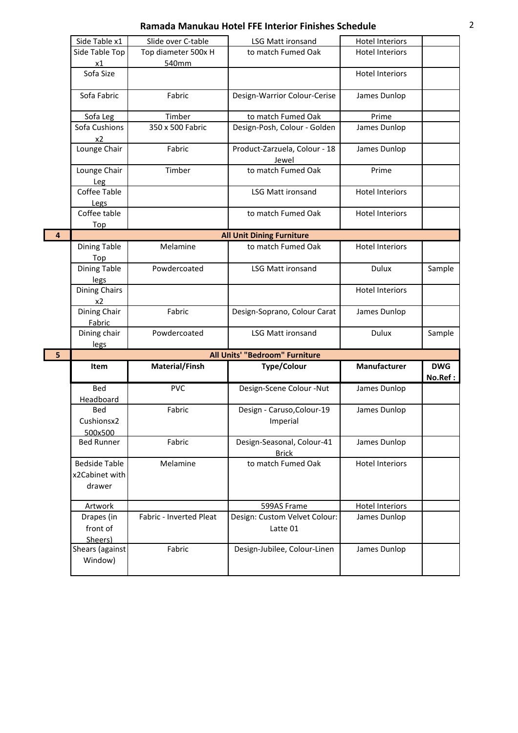# Ramada Manukau Hotel FFE Interior Finishes Schedule

| | Item | Material/Finsh | Type/Colour | Manufacturer | DWG No.Ref : |
|---|---|---|---|---|---|
| | Side Table x1 | Slide over C-table | LSG Matt ironsand | Hotel Interiors | |
| | Side Table Top x1 | Top diameter 500x H 540mm | to match Fumed Oak | Hotel Interiors | |
| | Sofa Size | | | Hotel Interiors | |
| | Sofa Fabric | Fabric | Design-Warrior Colour-Cerise | James Dunlop | |
| | Sofa Leg | Timber | to match Fumed Oak | Prime | |
| | Sofa Cushions x2 | 350 x 500 Fabric | Design-Posh, Colour - Golden | James Dunlop | |
| | Lounge Chair | Fabric | Product-Zarzuela, Colour - 18 Jewel | James Dunlop | |
| | Lounge Chair Leg | Timber | to match Fumed Oak | Prime | |
| | Coffee Table Legs | | LSG Matt ironsand | Hotel Interiors | |
| | Coffee table Top | | to match Fumed Oak | Hotel Interiors | |
| **4** | **All Unit Dining Furniture** | | | | |
| | Dining Table Top | Melamine | to match Fumed Oak | Hotel Interiors | |
| | Dining Table legs | Powdercoated | LSG Matt ironsand | Dulux | Sample |
| | Dining Chairs x2 | | | Hotel Interiors | |
| | Dining Chair Fabric | Fabric | Design-Soprano, Colour Carat | James Dunlop | |
| | Dining chair legs | Powdercoated | LSG Matt ironsand | Dulux | Sample |
| **5** | **All Units' "Bedroom" Furniture** | | | | |
| | **Item** | **Material/Finsh** | **Type/Colour** | **Manufacturer** | **DWG No.Ref :** |
| | Bed Headboard | PVC | Design-Scene Colour -Nut | James Dunlop | |
| | Bed Cushionsx2 500x500 | Fabric | Design - Caruso,Colour-19 Imperial | James Dunlop | |
| | Bed Runner | Fabric | Design-Seasonal, Colour-41 Brick | James Dunlop | |
| | Bedside Table x2Cabinet with drawer | Melamine | to match Fumed Oak | Hotel Interiors | |
| | Artwork | | 599AS Frame | Hotel Interiors | |
| | Drapes (in front of Sheers) | Fabric - Inverted Pleat | Design: Custom Velvet Colour: Latte 01 | James Dunlop | |
| | Shears (against Window) | Fabric | Design-Jubilee, Colour-Linen | James Dunlop | |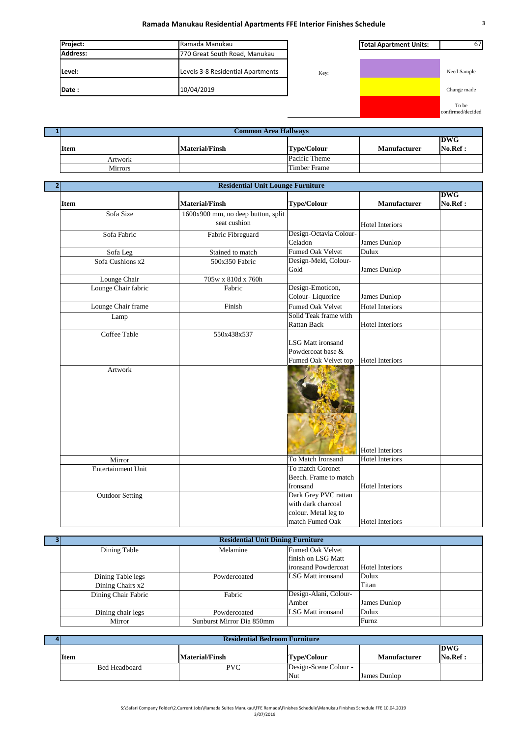## Ramada Manukau Residential Apartments FFE Interior Finishes Schedule

| Project: | Ramada Manukau |
|---|---|
| Address: | 770 Great South Road, Manukau |
| Level: | Levels 3-8 Residential Apartments |
| Date : | 10/04/2019 |

| Total Apartment Units: | 67 |
|---|---|

Key:

| Colour | Meaning |
|---|---|
| Purple | Need Sample |
| Yellow | Change made |
| Red | To be confirmed/decided |

### 1 Common Area Hallways

| Item | Material/Finsh | Type/Colour | Manufacturer | DWG No.Ref : |
|---|---|---|---|---|
| Artwork | | Pacific Theme | | |
| Mirrors | | Timber Frame | | |

### 2 Residential Unit Lounge Furniture

| Item | Material/Finsh | Type/Colour | Manufacturer | DWG No.Ref : |
|---|---|---|---|---|
| Sofa Size | 1600x900 mm, no deep button, split seat cushion | | Hotel Interiors | |
| Sofa Fabric | Fabric Fibreguard | Design-Octavia Colour-Celadon | James Dunlop | |
| Sofa Leg | Stained to match | Fumed Oak Velvet | Dulux | |
| Sofa Cushions x2 | 500x350 Fabric | Design-Meld, Colour-Gold | James Dunlop | |
| Lounge Chair | 705w x 810d x 760h | | | |
| Lounge Chair fabric | Fabric | Design-Emoticon, Colour- Liquorice | James Dunlop | |
| Lounge Chair frame | Finish | Fumed Oak Velvet | Hotel Interiors | |
| Lamp | | Solid Teak frame with Rattan Back | Hotel Interiors | |
| Coffee Table | 550x438x537 | LSG Matt ironsand Powdercoat base & Fumed Oak Velvet top | Hotel Interiors | |
| Artwork | | | Hotel Interiors | |
| Mirror | | To Match Ironsand | Hotel Interiors | |
| Entertainment Unit | | To match Coronet Beech. Frame to match Ironsand | Hotel Interiors | |
| Outdoor Setting | | Dark Grey PVC rattan with dark charcoal colour. Metal leg to match Fumed Oak | Hotel Interiors | |

### 3 Residential Unit Dining Furniture

| Item | Material/Finsh | Type/Colour | Manufacturer | DWG No.Ref : |
|---|---|---|---|---|
| Dining Table | Melamine | Fumed Oak Velvet finish on LSG Matt ironsand Powdercoat | Hotel Interiors | |
| Dining Table legs | Powdercoated | LSG Matt ironsand | Dulux | |
| Dining Chairs x2 | | | Titan | |
| Dining Chair Fabric | Fabric | Design-Alani, Colour-Amber | James Dunlop | |
| Dining chair legs | Powdercoated | LSG Matt ironsand | Dulux | |
| Mirror | Sunburst Mirror Dia 850mm | | Furnz | |

### 4 Residential Bedroom Furniture

| Item | Material/Finsh | Type/Colour | Manufacturer | DWG No.Ref : |
|---|---|---|---|---|
| Bed Headboard | PVC | Design-Scene Colour - Nut | James Dunlop | |

S:\Safari Company Folder\2.Current Jobs\Ramada Suites Manukau\FFE Ramada\Finishes Schedule\Manukau Finishes Schedule FFE 10.04.2019
3/07/2019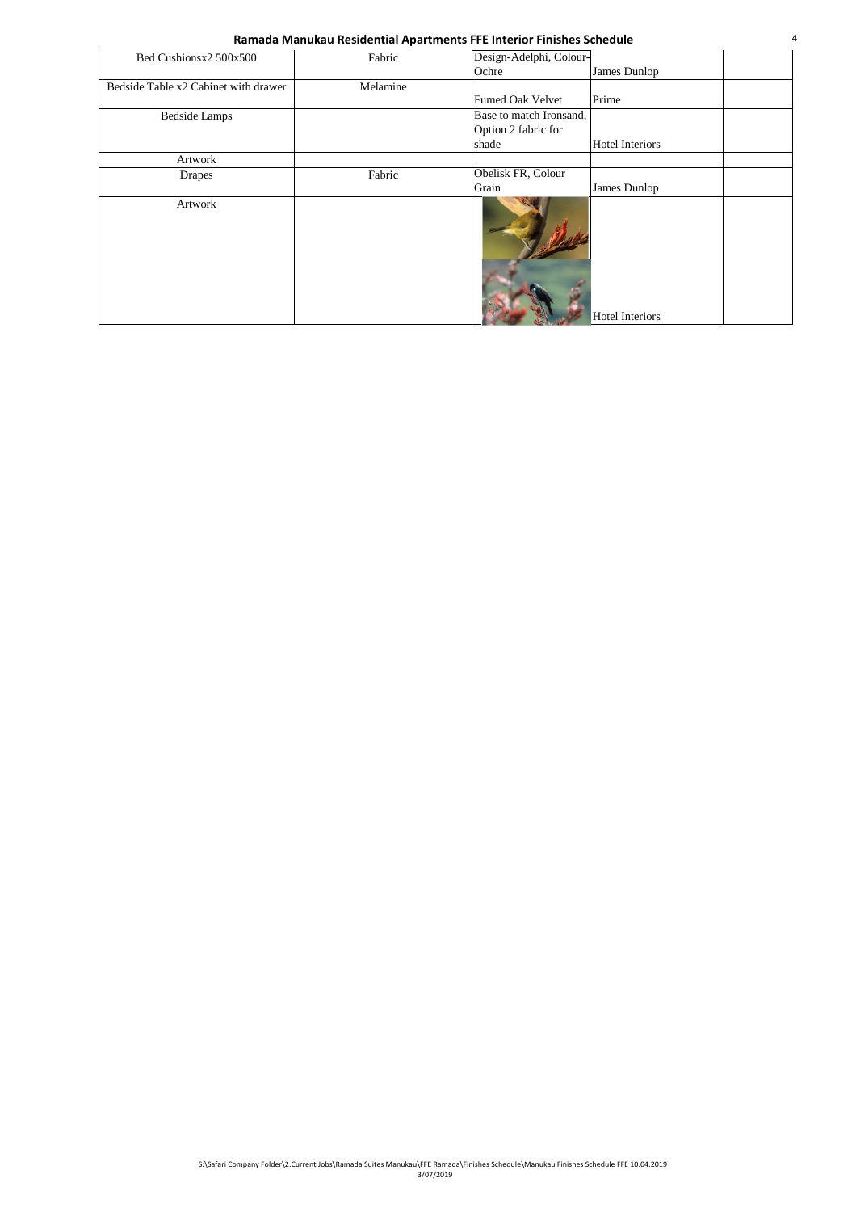## Ramada Manukau Residential Apartments FFE Interior Finishes Schedule

| | | | | |
|---|---|---|---|---|
| Bed Cushionsx2 500x500 | Fabric | Design-Adelphi, Colour-Ochre | James Dunlop | |
| Bedside Table x2 Cabinet with drawer | Melamine | Fumed Oak Velvet | Prime | |
| Bedside Lamps | | Base to match Ironsand, Option 2 fabric for shade | Hotel Interiors | |
| Artwork | | | | |
| Drapes | Fabric | Obelisk FR, Colour Grain | James Dunlop | |
| Artwork | | | Hotel Interiors | |

S:\Safari Company Folder\2.Current Jobs\Ramada Suites Manukau\FFE Ramada\Finishes Schedule\Manukau Finishes Schedule FFE 10.04.2019
3/07/2019